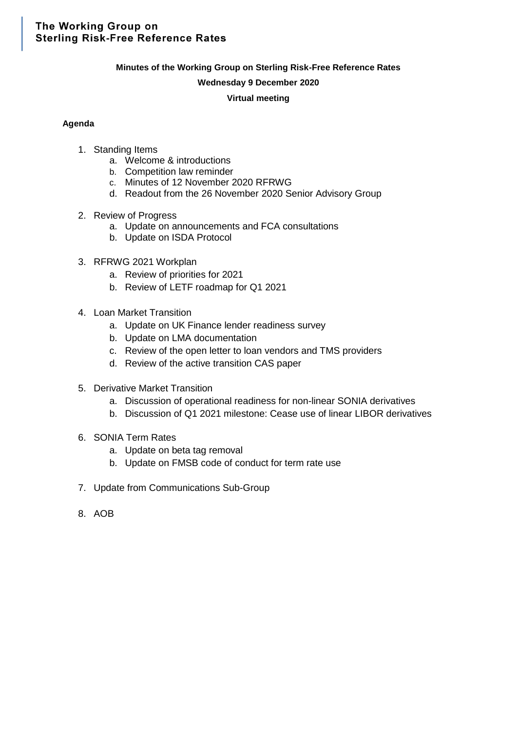**The Working Group on Sterling Risk-Free Reference Rates**

**Minutes of the Working Group on Sterling Risk-Free Reference Rates**

**Wednesday 9 December 2020**

**Virtual meeting**

**Agenda**

1. Standing Items
   a. Welcome & introductions
   b. Competition law reminder
   c. Minutes of 12 November 2020 RFRWG
   d. Readout from the 26 November 2020 Senior Advisory Group

2. Review of Progress
   a. Update on announcements and FCA consultations
   b. Update on ISDA Protocol

3. RFRWG 2021 Workplan
   a. Review of priorities for 2021
   b. Review of LETF roadmap for Q1 2021

4. Loan Market Transition
   a. Update on UK Finance lender readiness survey
   b. Update on LMA documentation
   c. Review of the open letter to loan vendors and TMS providers
   d. Review of the active transition CAS paper

5. Derivative Market Transition
   a. Discussion of operational readiness for non-linear SONIA derivatives
   b. Discussion of Q1 2021 milestone: Cease use of linear LIBOR derivatives

6. SONIA Term Rates
   a. Update on beta tag removal
   b. Update on FMSB code of conduct for term rate use

7. Update from Communications Sub-Group

8. AOB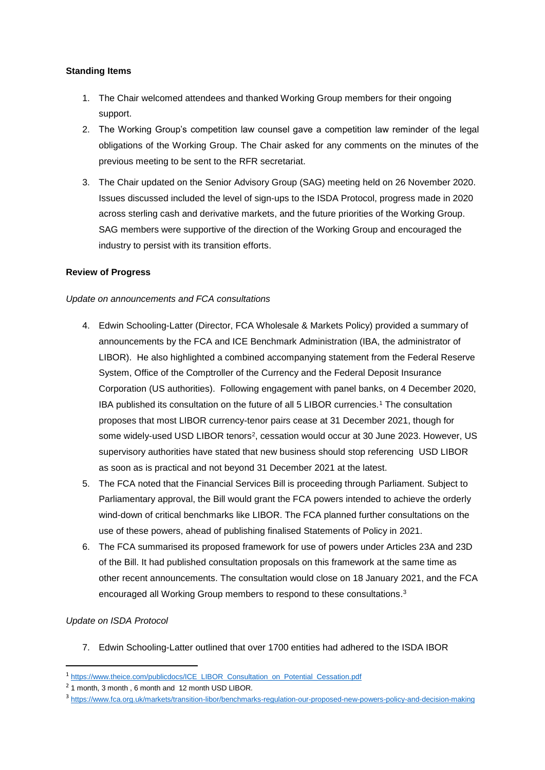**Standing Items**

1. The Chair welcomed attendees and thanked Working Group members for their ongoing support.
2. The Working Group's competition law counsel gave a competition law reminder of the legal obligations of the Working Group. The Chair asked for any comments on the minutes of the previous meeting to be sent to the RFR secretariat.
3. The Chair updated on the Senior Advisory Group (SAG) meeting held on 26 November 2020. Issues discussed included the level of sign-ups to the ISDA Protocol, progress made in 2020 across sterling cash and derivative markets, and the future priorities of the Working Group. SAG members were supportive of the direction of the Working Group and encouraged the industry to persist with its transition efforts.

**Review of Progress**

*Update on announcements and FCA consultations*

4. Edwin Schooling-Latter (Director, FCA Wholesale & Markets Policy) provided a summary of announcements by the FCA and ICE Benchmark Administration (IBA, the administrator of LIBOR). He also highlighted a combined accompanying statement from the Federal Reserve System, Office of the Comptroller of the Currency and the Federal Deposit Insurance Corporation (US authorities). Following engagement with panel banks, on 4 December 2020, IBA published its consultation on the future of all 5 LIBOR currencies.[1] The consultation proposes that most LIBOR currency-tenor pairs cease at 31 December 2021, though for some widely-used USD LIBOR tenors[2], cessation would occur at 30 June 2023. However, US supervisory authorities have stated that new business should stop referencing USD LIBOR as soon as is practical and not beyond 31 December 2021 at the latest.
5. The FCA noted that the Financial Services Bill is proceeding through Parliament. Subject to Parliamentary approval, the Bill would grant the FCA powers intended to achieve the orderly wind-down of critical benchmarks like LIBOR. The FCA planned further consultations on the use of these powers, ahead of publishing finalised Statements of Policy in 2021.
6. The FCA summarised its proposed framework for use of powers under Articles 23A and 23D of the Bill. It had published consultation proposals on this framework at the same time as other recent announcements. The consultation would close on 18 January 2021, and the FCA encouraged all Working Group members to respond to these consultations.[3]

*Update on ISDA Protocol*

7. Edwin Schooling-Latter outlined that over 1700 entities had adhered to the ISDA IBOR

---

[1] https://www.theice.com/publicdocs/ICE_LIBOR_Consultation_on_Potential_Cessation.pdf

[2] 1 month, 3 month , 6 month and 12 month USD LIBOR.

[3] https://www.fca.org.uk/markets/transition-libor/benchmarks-regulation-our-proposed-new-powers-policy-and-decision-making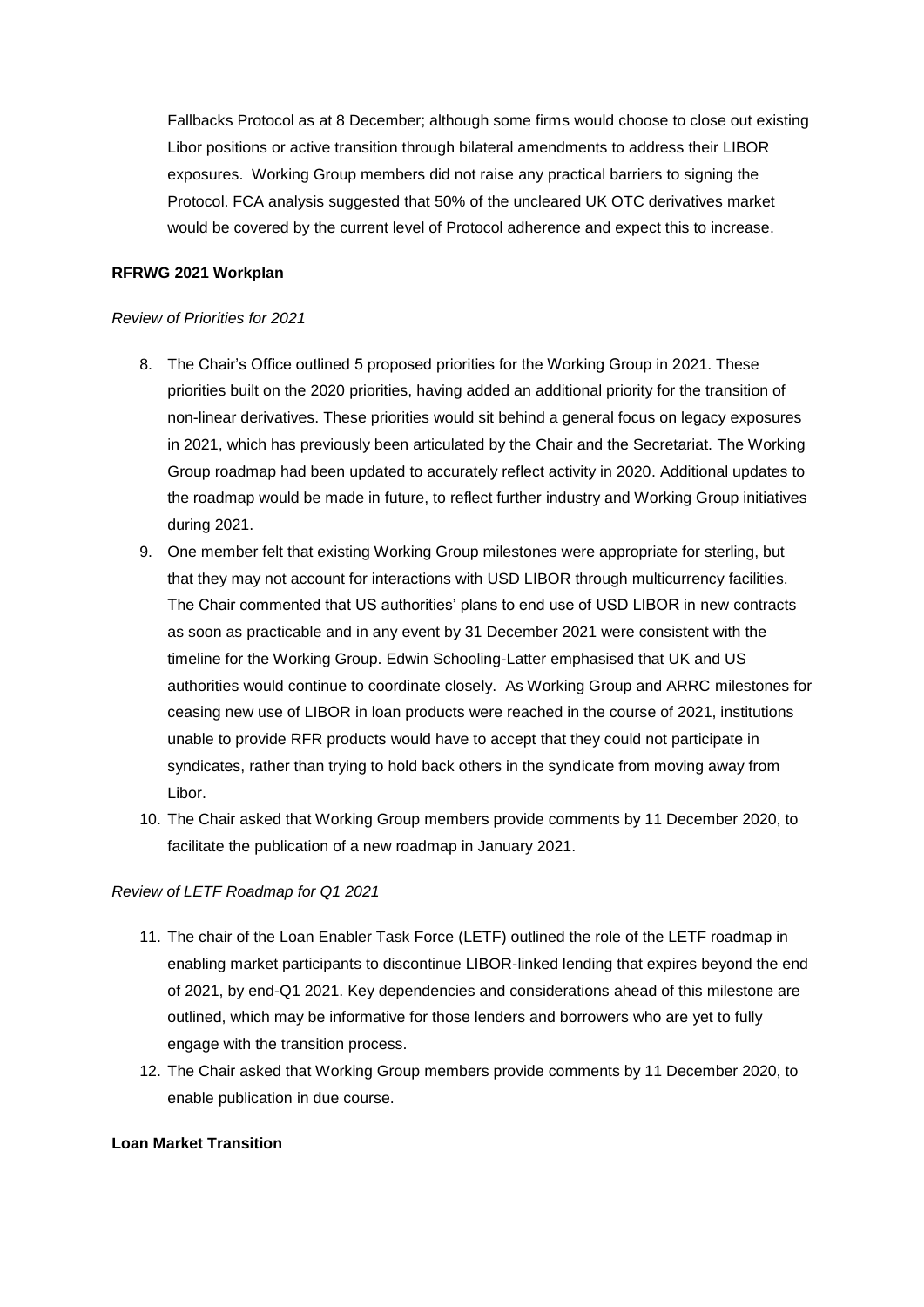Fallbacks Protocol as at 8 December; although some firms would choose to close out existing Libor positions or active transition through bilateral amendments to address their LIBOR exposures. Working Group members did not raise any practical barriers to signing the Protocol. FCA analysis suggested that 50% of the uncleared UK OTC derivatives market would be covered by the current level of Protocol adherence and expect this to increase.

**RFRWG 2021 Workplan**

*Review of Priorities for 2021*

8. The Chair's Office outlined 5 proposed priorities for the Working Group in 2021. These priorities built on the 2020 priorities, having added an additional priority for the transition of non-linear derivatives. These priorities would sit behind a general focus on legacy exposures in 2021, which has previously been articulated by the Chair and the Secretariat. The Working Group roadmap had been updated to accurately reflect activity in 2020. Additional updates to the roadmap would be made in future, to reflect further industry and Working Group initiatives during 2021.
9. One member felt that existing Working Group milestones were appropriate for sterling, but that they may not account for interactions with USD LIBOR through multicurrency facilities. The Chair commented that US authorities' plans to end use of USD LIBOR in new contracts as soon as practicable and in any event by 31 December 2021 were consistent with the timeline for the Working Group. Edwin Schooling-Latter emphasised that UK and US authorities would continue to coordinate closely. As Working Group and ARRC milestones for ceasing new use of LIBOR in loan products were reached in the course of 2021, institutions unable to provide RFR products would have to accept that they could not participate in syndicates, rather than trying to hold back others in the syndicate from moving away from Libor.
10. The Chair asked that Working Group members provide comments by 11 December 2020, to facilitate the publication of a new roadmap in January 2021.

*Review of LETF Roadmap for Q1 2021*

11. The chair of the Loan Enabler Task Force (LETF) outlined the role of the LETF roadmap in enabling market participants to discontinue LIBOR-linked lending that expires beyond the end of 2021, by end-Q1 2021. Key dependencies and considerations ahead of this milestone are outlined, which may be informative for those lenders and borrowers who are yet to fully engage with the transition process.
12. The Chair asked that Working Group members provide comments by 11 December 2020, to enable publication in due course.

**Loan Market Transition**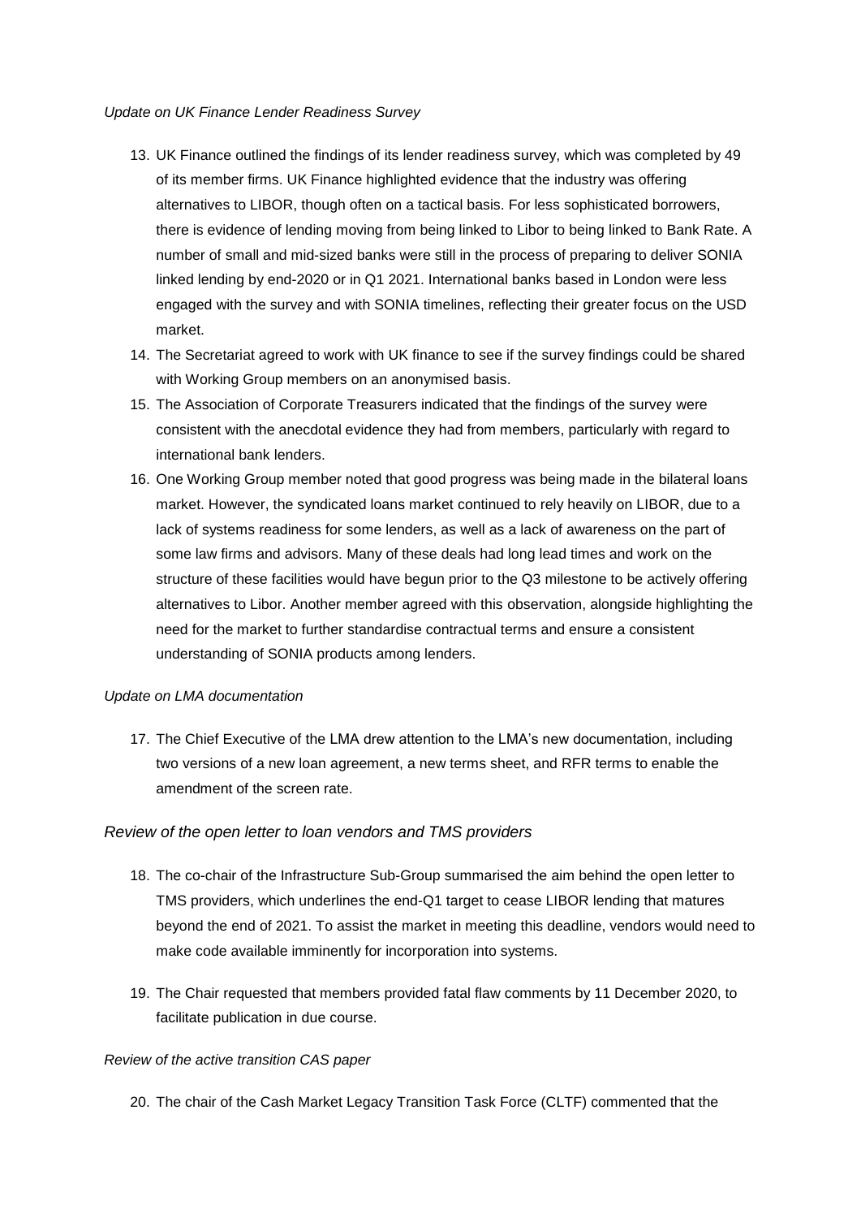*Update on UK Finance Lender Readiness Survey*

13. UK Finance outlined the findings of its lender readiness survey, which was completed by 49 of its member firms. UK Finance highlighted evidence that the industry was offering alternatives to LIBOR, though often on a tactical basis. For less sophisticated borrowers, there is evidence of lending moving from being linked to Libor to being linked to Bank Rate. A number of small and mid-sized banks were still in the process of preparing to deliver SONIA linked lending by end-2020 or in Q1 2021. International banks based in London were less engaged with the survey and with SONIA timelines, reflecting their greater focus on the USD market.
14. The Secretariat agreed to work with UK finance to see if the survey findings could be shared with Working Group members on an anonymised basis.
15. The Association of Corporate Treasurers indicated that the findings of the survey were consistent with the anecdotal evidence they had from members, particularly with regard to international bank lenders.
16. One Working Group member noted that good progress was being made in the bilateral loans market. However, the syndicated loans market continued to rely heavily on LIBOR, due to a lack of systems readiness for some lenders, as well as a lack of awareness on the part of some law firms and advisors. Many of these deals had long lead times and work on the structure of these facilities would have begun prior to the Q3 milestone to be actively offering alternatives to Libor. Another member agreed with this observation, alongside highlighting the need for the market to further standardise contractual terms and ensure a consistent understanding of SONIA products among lenders.

*Update on LMA documentation*

17. The Chief Executive of the LMA drew attention to the LMA's new documentation, including two versions of a new loan agreement, a new terms sheet, and RFR terms to enable the amendment of the screen rate.

## *Review of the open letter to loan vendors and TMS providers*

18. The co-chair of the Infrastructure Sub-Group summarised the aim behind the open letter to TMS providers, which underlines the end-Q1 target to cease LIBOR lending that matures beyond the end of 2021. To assist the market in meeting this deadline, vendors would need to make code available imminently for incorporation into systems.
19. The Chair requested that members provided fatal flaw comments by 11 December 2020, to facilitate publication in due course.

*Review of the active transition CAS paper*

20. The chair of the Cash Market Legacy Transition Task Force (CLTF) commented that the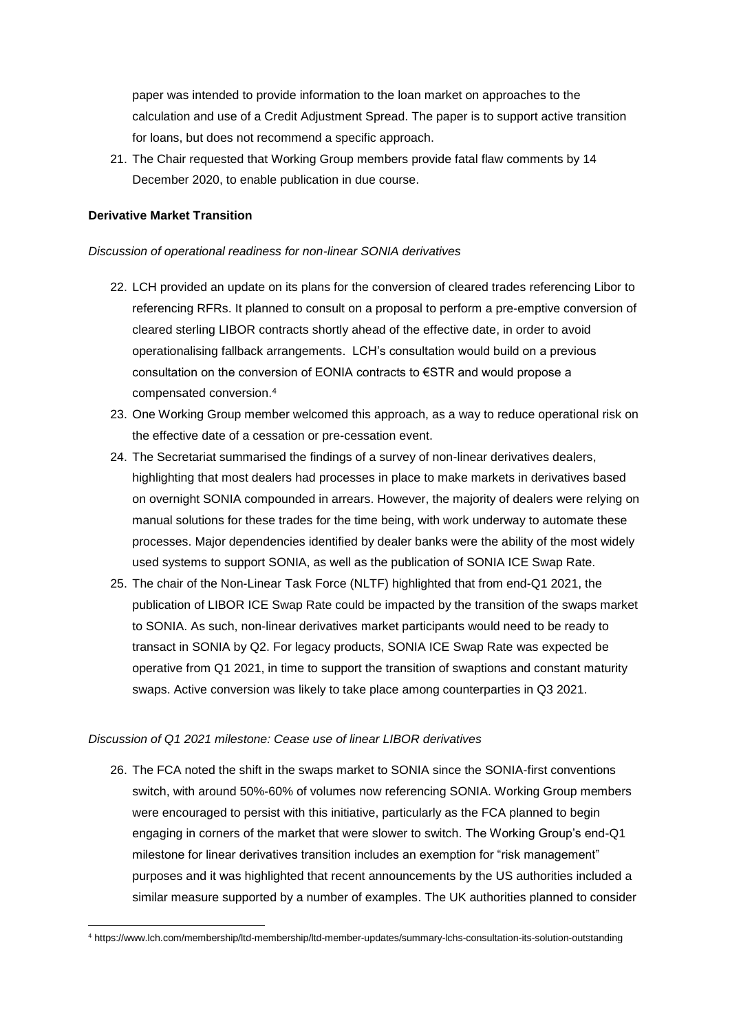paper was intended to provide information to the loan market on approaches to the calculation and use of a Credit Adjustment Spread. The paper is to support active transition for loans, but does not recommend a specific approach.

21. The Chair requested that Working Group members provide fatal flaw comments by 14 December 2020, to enable publication in due course.

**Derivative Market Transition**

*Discussion of operational readiness for non-linear SONIA derivatives*

22. LCH provided an update on its plans for the conversion of cleared trades referencing Libor to referencing RFRs. It planned to consult on a proposal to perform a pre-emptive conversion of cleared sterling LIBOR contracts shortly ahead of the effective date, in order to avoid operationalising fallback arrangements. LCH's consultation would build on a previous consultation on the conversion of EONIA contracts to €STR and would propose a compensated conversion.[4]
23. One Working Group member welcomed this approach, as a way to reduce operational risk on the effective date of a cessation or pre-cessation event.
24. The Secretariat summarised the findings of a survey of non-linear derivatives dealers, highlighting that most dealers had processes in place to make markets in derivatives based on overnight SONIA compounded in arrears. However, the majority of dealers were relying on manual solutions for these trades for the time being, with work underway to automate these processes. Major dependencies identified by dealer banks were the ability of the most widely used systems to support SONIA, as well as the publication of SONIA ICE Swap Rate.
25. The chair of the Non-Linear Task Force (NLTF) highlighted that from end-Q1 2021, the publication of LIBOR ICE Swap Rate could be impacted by the transition of the swaps market to SONIA. As such, non-linear derivatives market participants would need to be ready to transact in SONIA by Q2. For legacy products, SONIA ICE Swap Rate was expected be operative from Q1 2021, in time to support the transition of swaptions and constant maturity swaps. Active conversion was likely to take place among counterparties in Q3 2021.

*Discussion of Q1 2021 milestone: Cease use of linear LIBOR derivatives*

26. The FCA noted the shift in the swaps market to SONIA since the SONIA-first conventions switch, with around 50%-60% of volumes now referencing SONIA. Working Group members were encouraged to persist with this initiative, particularly as the FCA planned to begin engaging in corners of the market that were slower to switch. The Working Group's end-Q1 milestone for linear derivatives transition includes an exemption for "risk management" purposes and it was highlighted that recent announcements by the US authorities included a similar measure supported by a number of examples. The UK authorities planned to consider

[4] https://www.lch.com/membership/ltd-membership/ltd-member-updates/summary-lchs-consultation-its-solution-outstanding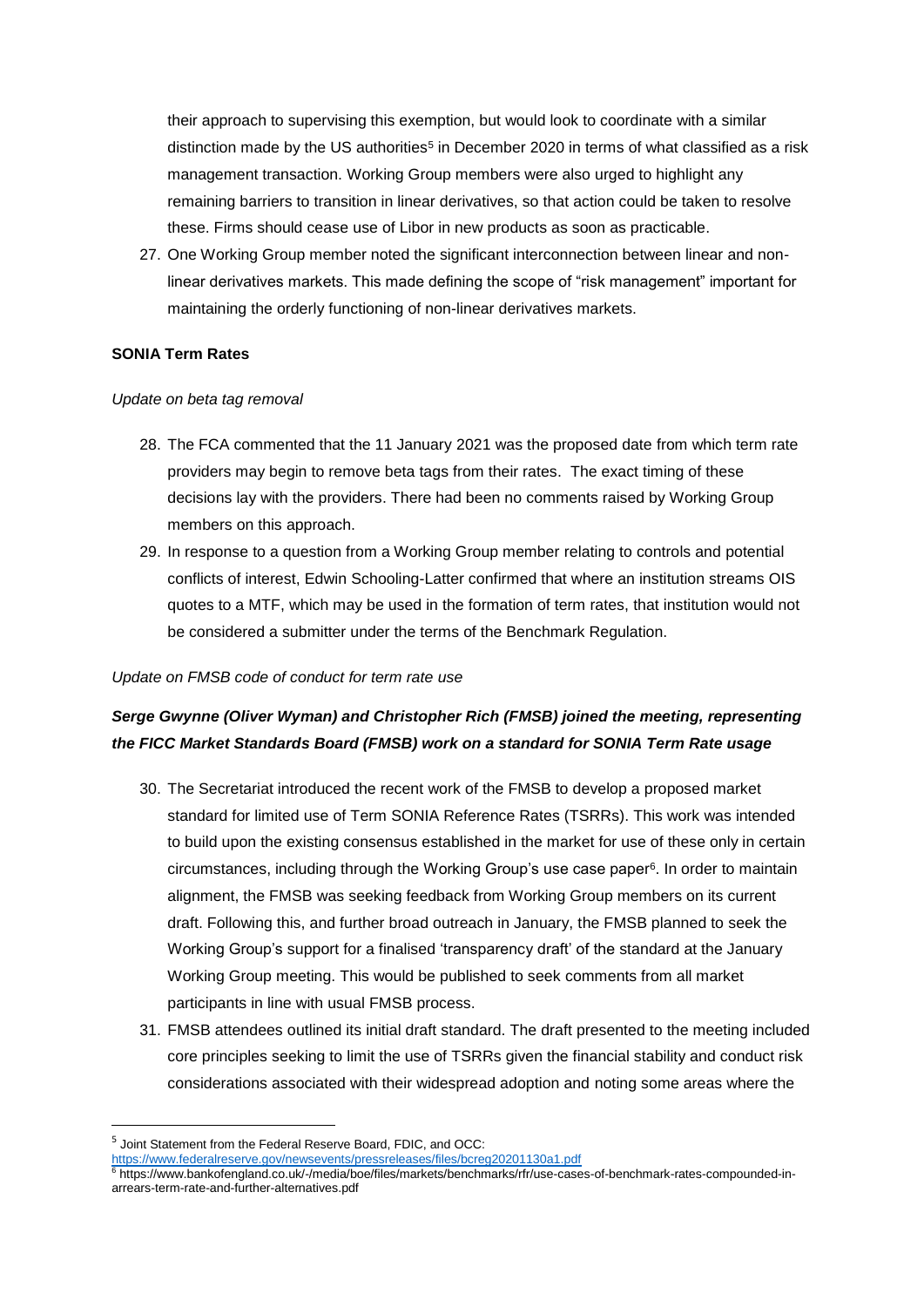their approach to supervising this exemption, but would look to coordinate with a similar distinction made by the US authorities[5] in December 2020 in terms of what classified as a risk management transaction. Working Group members were also urged to highlight any remaining barriers to transition in linear derivatives, so that action could be taken to resolve these. Firms should cease use of Libor in new products as soon as practicable.

27. One Working Group member noted the significant interconnection between linear and non-linear derivatives markets. This made defining the scope of "risk management" important for maintaining the orderly functioning of non-linear derivatives markets.

**SONIA Term Rates**

*Update on beta tag removal*

28. The FCA commented that the 11 January 2021 was the proposed date from which term rate providers may begin to remove beta tags from their rates. The exact timing of these decisions lay with the providers. There had been no comments raised by Working Group members on this approach.
29. In response to a question from a Working Group member relating to controls and potential conflicts of interest, Edwin Schooling-Latter confirmed that where an institution streams OIS quotes to a MTF, which may be used in the formation of term rates, that institution would not be considered a submitter under the terms of the Benchmark Regulation.

*Update on FMSB code of conduct for term rate use*

***Serge Gwynne (Oliver Wyman) and Christopher Rich (FMSB) joined the meeting, representing the FICC Market Standards Board (FMSB) work on a standard for SONIA Term Rate usage***

30. The Secretariat introduced the recent work of the FMSB to develop a proposed market standard for limited use of Term SONIA Reference Rates (TSRRs). This work was intended to build upon the existing consensus established in the market for use of these only in certain circumstances, including through the Working Group's use case paper[6]. In order to maintain alignment, the FMSB was seeking feedback from Working Group members on its current draft. Following this, and further broad outreach in January, the FMSB planned to seek the Working Group's support for a finalised 'transparency draft' of the standard at the January Working Group meeting. This would be published to seek comments from all market participants in line with usual FMSB process.
31. FMSB attendees outlined its initial draft standard. The draft presented to the meeting included core principles seeking to limit the use of TSRRs given the financial stability and conduct risk considerations associated with their widespread adoption and noting some areas where the

[5] Joint Statement from the Federal Reserve Board, FDIC, and OCC: https://www.federalreserve.gov/newsevents/pressreleases/files/bcreg20201130a1.pdf

[6] https://www.bankofengland.co.uk/-/media/boe/files/markets/benchmarks/rfr/use-cases-of-benchmark-rates-compounded-in-arrears-term-rate-and-further-alternatives.pdf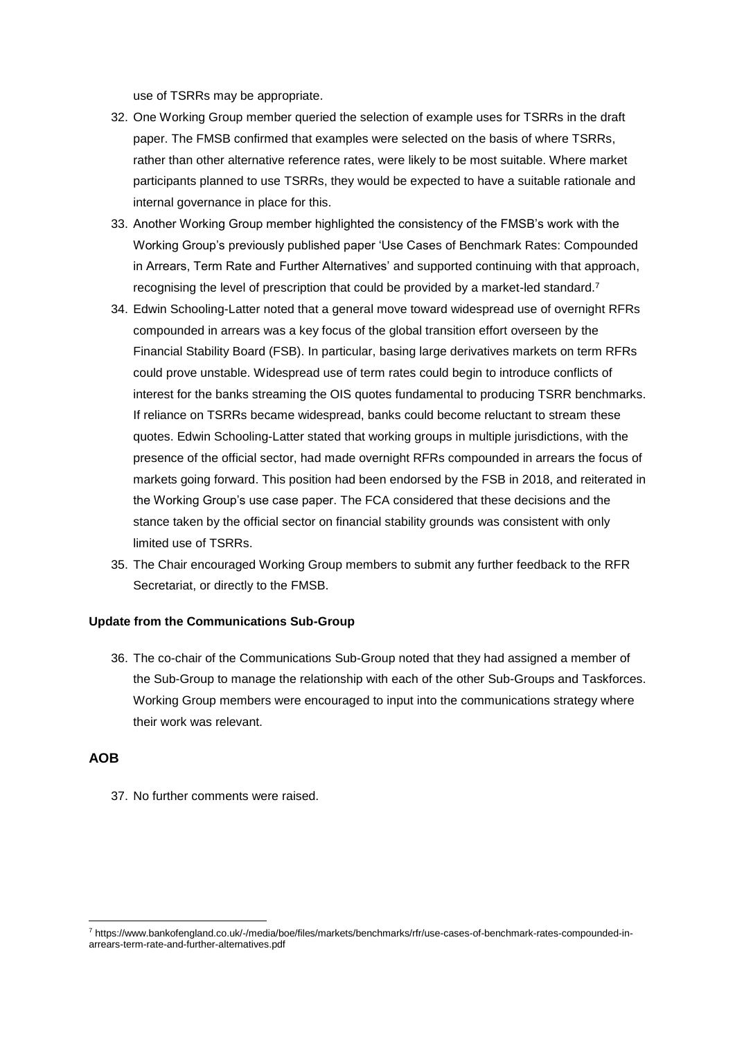use of TSRRs may be appropriate.

32. One Working Group member queried the selection of example uses for TSRRs in the draft paper. The FMSB confirmed that examples were selected on the basis of where TSRRs, rather than other alternative reference rates, were likely to be most suitable. Where market participants planned to use TSRRs, they would be expected to have a suitable rationale and internal governance in place for this.
33. Another Working Group member highlighted the consistency of the FMSB's work with the Working Group's previously published paper 'Use Cases of Benchmark Rates: Compounded in Arrears, Term Rate and Further Alternatives' and supported continuing with that approach, recognising the level of prescription that could be provided by a market-led standard.[7]
34. Edwin Schooling-Latter noted that a general move toward widespread use of overnight RFRs compounded in arrears was a key focus of the global transition effort overseen by the Financial Stability Board (FSB). In particular, basing large derivatives markets on term RFRs could prove unstable. Widespread use of term rates could begin to introduce conflicts of interest for the banks streaming the OIS quotes fundamental to producing TSRR benchmarks. If reliance on TSRRs became widespread, banks could become reluctant to stream these quotes. Edwin Schooling-Latter stated that working groups in multiple jurisdictions, with the presence of the official sector, had made overnight RFRs compounded in arrears the focus of markets going forward. This position had been endorsed by the FSB in 2018, and reiterated in the Working Group's use case paper. The FCA considered that these decisions and the stance taken by the official sector on financial stability grounds was consistent with only limited use of TSRRs.
35. The Chair encouraged Working Group members to submit any further feedback to the RFR Secretariat, or directly to the FMSB.

**Update from the Communications Sub-Group**

36. The co-chair of the Communications Sub-Group noted that they had assigned a member of the Sub-Group to manage the relationship with each of the other Sub-Groups and Taskforces. Working Group members were encouraged to input into the communications strategy where their work was relevant.

## AOB

37. No further comments were raised.

[7] https://www.bankofengland.co.uk/-/media/boe/files/markets/benchmarks/rfr/use-cases-of-benchmark-rates-compounded-in-arrears-term-rate-and-further-alternatives.pdf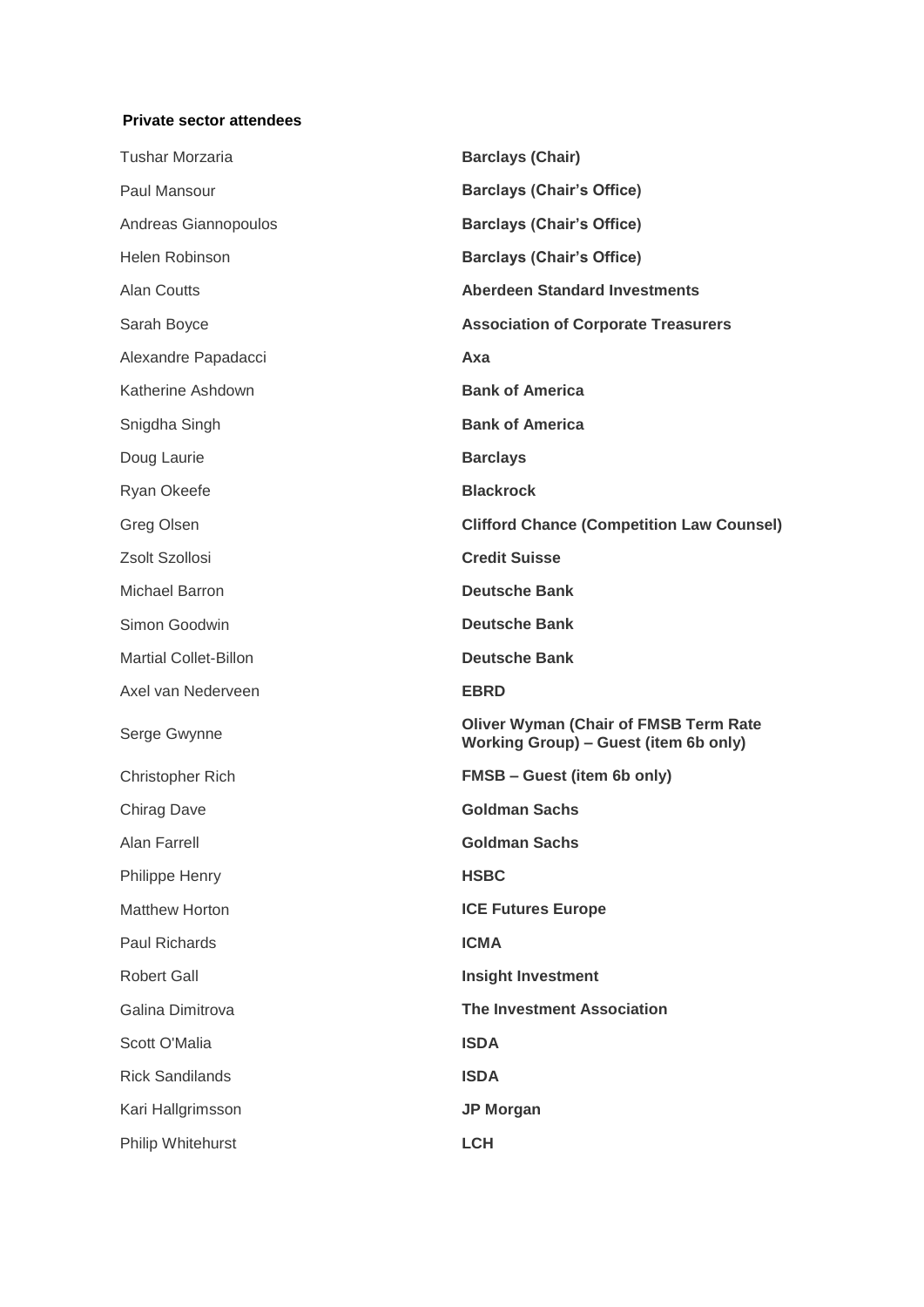**Private sector attendees**

| | |
|---|---|
| Tushar Morzaria | **Barclays (Chair)** |
| Paul Mansour | **Barclays (Chair's Office)** |
| Andreas Giannopoulos | **Barclays (Chair's Office)** |
| Helen Robinson | **Barclays (Chair's Office)** |
| Alan Coutts | **Aberdeen Standard Investments** |
| Sarah Boyce | **Association of Corporate Treasurers** |
| Alexandre Papadacci | **Axa** |
| Katherine Ashdown | **Bank of America** |
| Snigdha Singh | **Bank of America** |
| Doug Laurie | **Barclays** |
| Ryan Okeefe | **Blackrock** |
| Greg Olsen | **Clifford Chance (Competition Law Counsel)** |
| Zsolt Szollosi | **Credit Suisse** |
| Michael Barron | **Deutsche Bank** |
| Simon Goodwin | **Deutsche Bank** |
| Martial Collet-Billon | **Deutsche Bank** |
| Axel van Nederveen | **EBRD** |
| Serge Gwynne | **Oliver Wyman (Chair of FMSB Term Rate Working Group) – Guest (item 6b only)** |
| Christopher Rich | **FMSB – Guest (item 6b only)** |
| Chirag Dave | **Goldman Sachs** |
| Alan Farrell | **Goldman Sachs** |
| Philippe Henry | **HSBC** |
| Matthew Horton | **ICE Futures Europe** |
| Paul Richards | **ICMA** |
| Robert Gall | **Insight Investment** |
| Galina Dimitrova | **The Investment Association** |
| Scott O'Malia | **ISDA** |
| Rick Sandilands | **ISDA** |
| Kari Hallgrimsson | **JP Morgan** |
| Philip Whitehurst | **LCH** |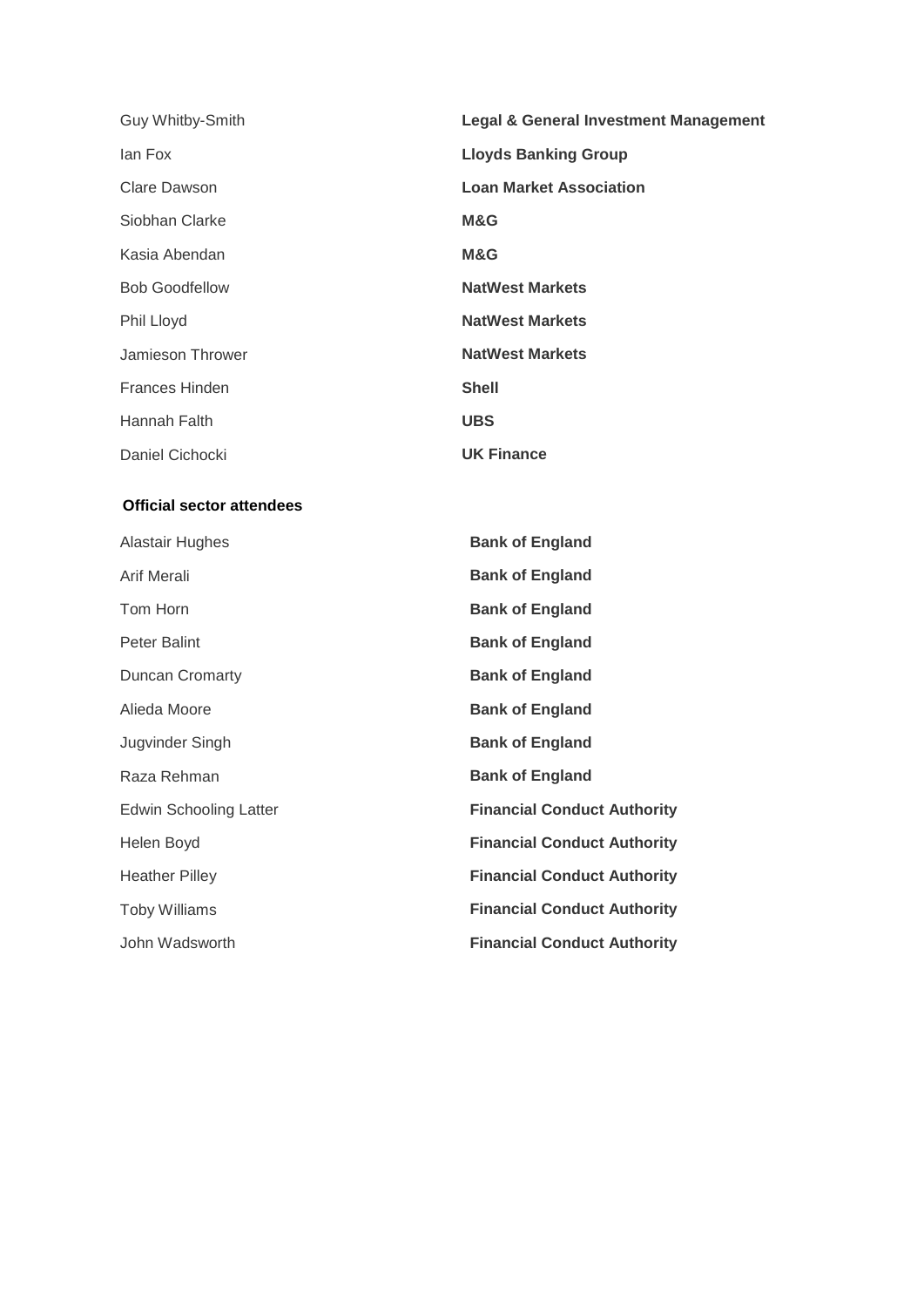| | |
|---|---|
| Guy Whitby-Smith | **Legal & General Investment Management** |
| Ian Fox | **Lloyds Banking Group** |
| Clare Dawson | **Loan Market Association** |
| Siobhan Clarke | **M&G** |
| Kasia Abendan | **M&G** |
| Bob Goodfellow | **NatWest Markets** |
| Phil Lloyd | **NatWest Markets** |
| Jamieson Thrower | **NatWest Markets** |
| Frances Hinden | **Shell** |
| Hannah Falth | **UBS** |
| Daniel Cichocki | **UK Finance** |

**Official sector attendees**

| | |
|---|---|
| Alastair Hughes | **Bank of England** |
| Arif Merali | **Bank of England** |
| Tom Horn | **Bank of England** |
| Peter Balint | **Bank of England** |
| Duncan Cromarty | **Bank of England** |
| Alieda Moore | **Bank of England** |
| Jugvinder Singh | **Bank of England** |
| Raza Rehman | **Bank of England** |
| Edwin Schooling Latter | **Financial Conduct Authority** |
| Helen Boyd | **Financial Conduct Authority** |
| Heather Pilley | **Financial Conduct Authority** |
| Toby Williams | **Financial Conduct Authority** |
| John Wadsworth | **Financial Conduct Authority** |